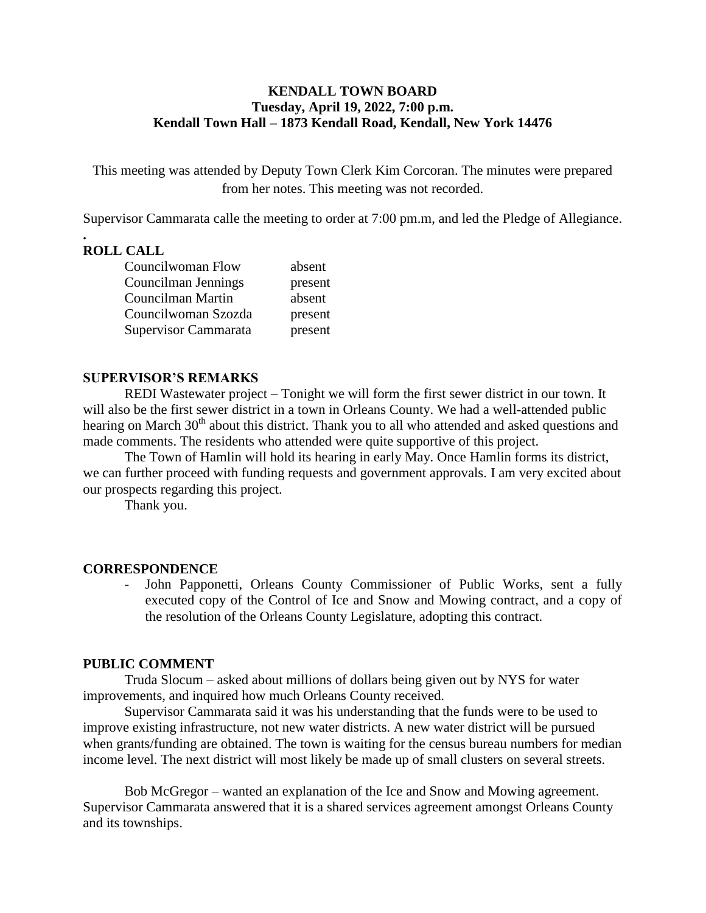**KENDALL TOWN BOARD**
**Tuesday, April 19, 2022, 7:00 p.m.**
**Kendall Town Hall – 1873 Kendall Road, Kendall, New York 14476**

This meeting was attended by Deputy Town Clerk Kim Corcoran. The minutes were prepared from her notes. This meeting was not recorded.

Supervisor Cammarata calle the meeting to order at 7:00 pm.m, and led the Pledge of Allegiance.

.

## ROLL CALL

| | |
|---|---|
| Councilwoman Flow | absent |
| Councilman Jennings | present |
| Councilman Martin | absent |
| Councilwoman Szozda | present |
| Supervisor Cammarata | present |

## SUPERVISOR'S REMARKS

REDI Wastewater project – Tonight we will form the first sewer district in our town. It will also be the first sewer district in a town in Orleans County. We had a well-attended public hearing on March 30th about this district. Thank you to all who attended and asked questions and made comments. The residents who attended were quite supportive of this project.

The Town of Hamlin will hold its hearing in early May. Once Hamlin forms its district, we can further proceed with funding requests and government approvals. I am very excited about our prospects regarding this project.

Thank you.

## CORRESPONDENCE

- John Papponetti, Orleans County Commissioner of Public Works, sent a fully executed copy of the Control of Ice and Snow and Mowing contract, and a copy of the resolution of the Orleans County Legislature, adopting this contract.

## PUBLIC COMMENT

Truda Slocum – asked about millions of dollars being given out by NYS for water improvements, and inquired how much Orleans County received.

Supervisor Cammarata said it was his understanding that the funds were to be used to improve existing infrastructure, not new water districts. A new water district will be pursued when grants/funding are obtained. The town is waiting for the census bureau numbers for median income level. The next district will most likely be made up of small clusters on several streets.

Bob McGregor – wanted an explanation of the Ice and Snow and Mowing agreement. Supervisor Cammarata answered that it is a shared services agreement amongst Orleans County and its townships.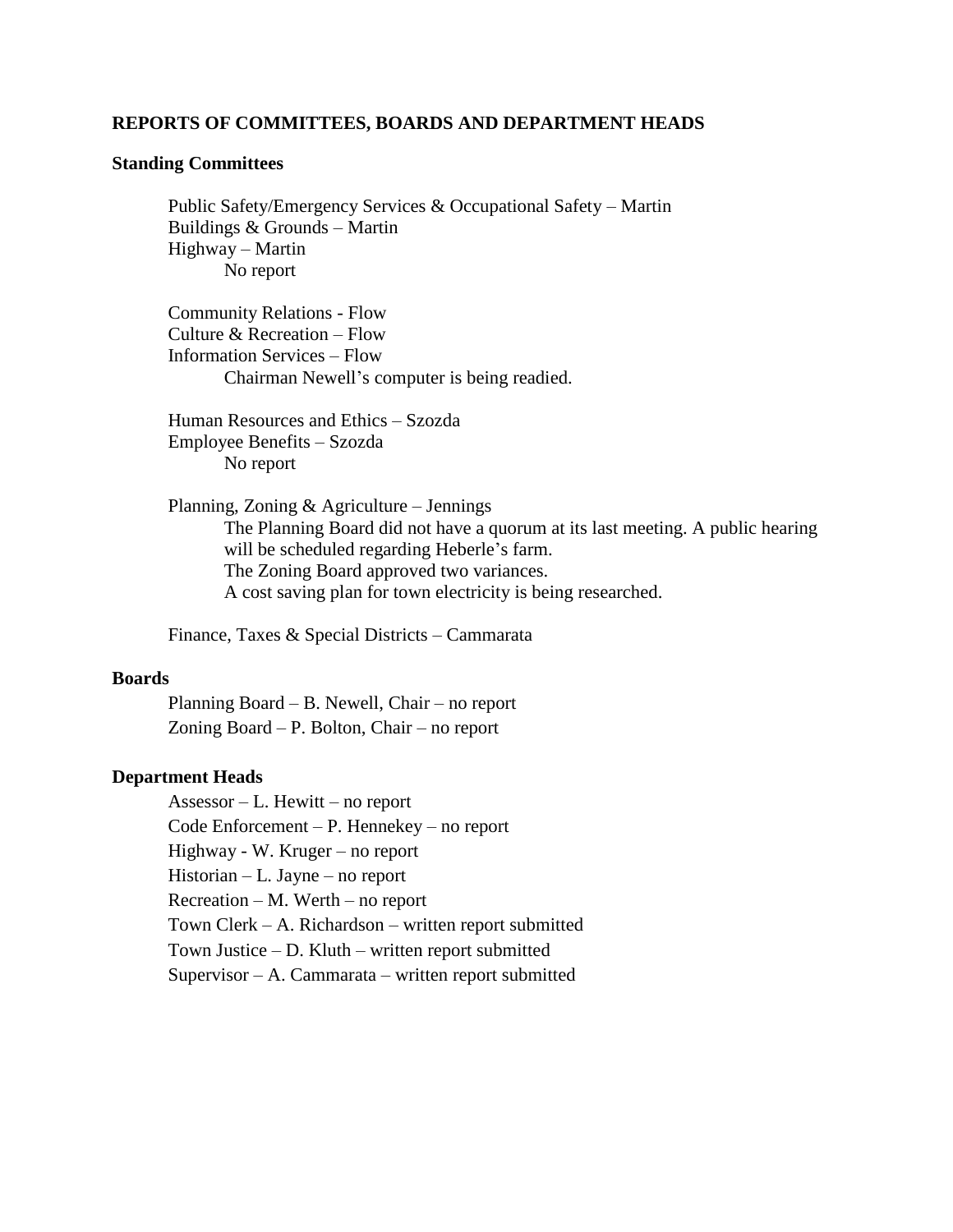## REPORTS OF COMMITTEES, BOARDS AND DEPARTMENT HEADS

### Standing Committees

Public Safety/Emergency Services & Occupational Safety – Martin
Buildings & Grounds – Martin
Highway – Martin
No report

Community Relations - Flow
Culture & Recreation – Flow
Information Services – Flow
Chairman Newell's computer is being readied.

Human Resources and Ethics – Szozda
Employee Benefits – Szozda
No report

Planning, Zoning & Agriculture – Jennings
The Planning Board did not have a quorum at its last meeting. A public hearing will be scheduled regarding Heberle's farm.
The Zoning Board approved two variances.
A cost saving plan for town electricity is being researched.

Finance, Taxes & Special Districts – Cammarata

### Boards

Planning Board – B. Newell, Chair – no report
Zoning Board – P. Bolton, Chair – no report

### Department Heads

Assessor – L. Hewitt – no report
Code Enforcement – P. Hennekey – no report
Highway - W. Kruger – no report
Historian – L. Jayne – no report
Recreation – M. Werth – no report
Town Clerk – A. Richardson – written report submitted
Town Justice – D. Kluth – written report submitted
Supervisor – A. Cammarata – written report submitted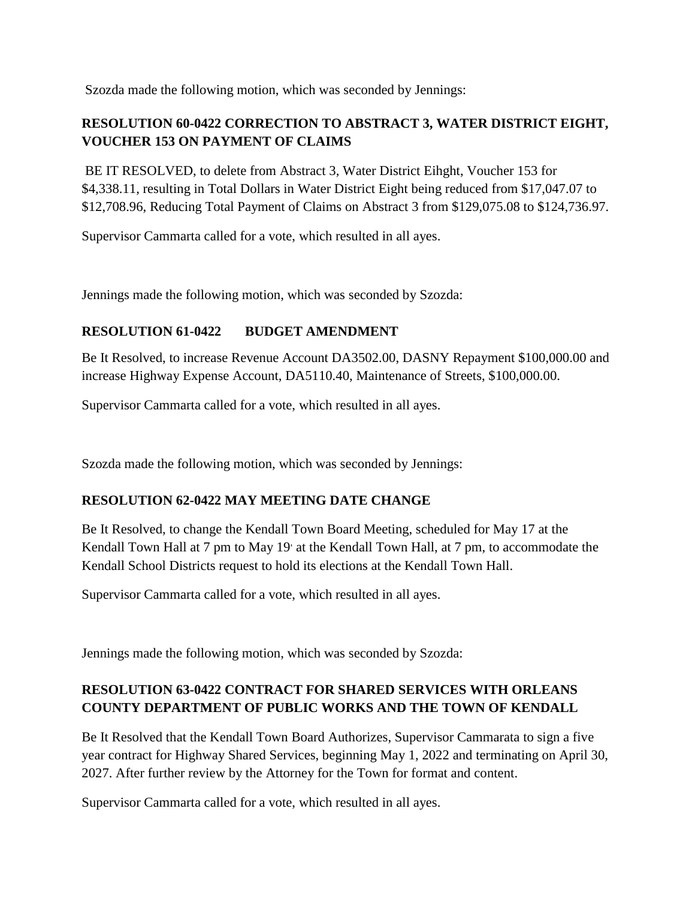Szozda made the following motion, which was seconded by Jennings:

**RESOLUTION 60-0422 CORRECTION TO ABSTRACT 3, WATER DISTRICT EIGHT, VOUCHER 153 ON PAYMENT OF CLAIMS**

BE IT RESOLVED, to delete from Abstract 3, Water District Eihght, Voucher 153 for $4,338.11, resulting in Total Dollars in Water District Eight being reduced from $17,047.07 to $12,708.96, Reducing Total Payment of Claims on Abstract 3 from $129,075.08 to $124,736.97.

Supervisor Cammarta called for a vote, which resulted in all ayes.

Jennings made the following motion, which was seconded by Szozda:

**RESOLUTION 61-0422 BUDGET AMENDMENT**

Be It Resolved, to increase Revenue Account DA3502.00, DASNY Repayment $100,000.00 and increase Highway Expense Account, DA5110.40, Maintenance of Streets, $100,000.00.

Supervisor Cammarta called for a vote, which resulted in all ayes.

Szozda made the following motion, which was seconded by Jennings:

**RESOLUTION 62-0422 MAY MEETING DATE CHANGE**

Be It Resolved, to change the Kendall Town Board Meeting, scheduled for May 17 at the Kendall Town Hall at 7 pm to May 19, at the Kendall Town Hall, at 7 pm, to accommodate the Kendall School Districts request to hold its elections at the Kendall Town Hall.

Supervisor Cammarta called for a vote, which resulted in all ayes.

Jennings made the following motion, which was seconded by Szozda:

**RESOLUTION 63-0422 CONTRACT FOR SHARED SERVICES WITH ORLEANS COUNTY DEPARTMENT OF PUBLIC WORKS AND THE TOWN OF KENDALL**

Be It Resolved that the Kendall Town Board Authorizes, Supervisor Cammarata to sign a five year contract for Highway Shared Services, beginning May 1, 2022 and terminating on April 30, 2027. After further review by the Attorney for the Town for format and content.

Supervisor Cammarta called for a vote, which resulted in all ayes.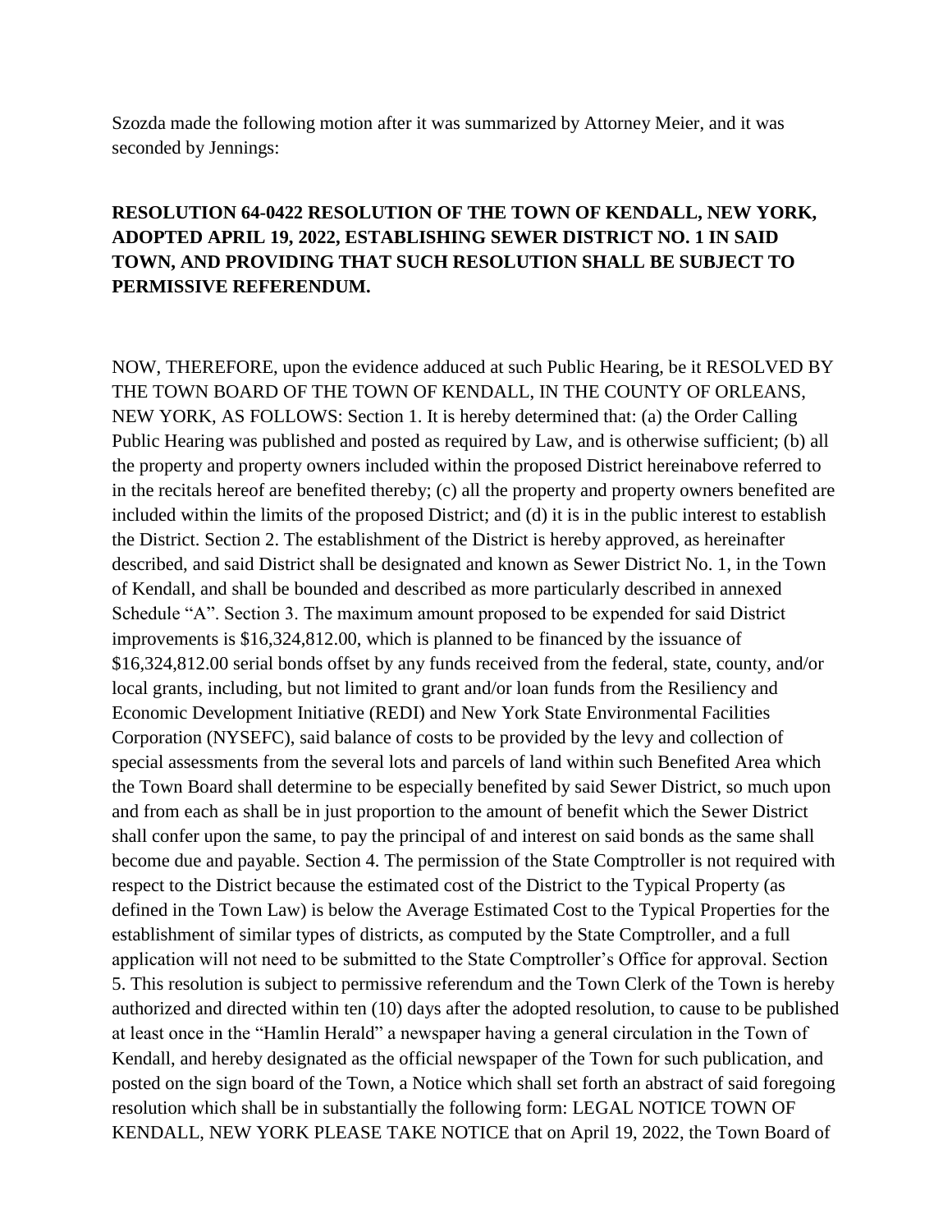Szozda made the following motion after it was summarized by Attorney Meier, and it was seconded by Jennings:

**RESOLUTION 64-0422 RESOLUTION OF THE TOWN OF KENDALL, NEW YORK, ADOPTED APRIL 19, 2022, ESTABLISHING SEWER DISTRICT NO. 1 IN SAID TOWN, AND PROVIDING THAT SUCH RESOLUTION SHALL BE SUBJECT TO PERMISSIVE REFERENDUM.**

NOW, THEREFORE, upon the evidence adduced at such Public Hearing, be it RESOLVED BY THE TOWN BOARD OF THE TOWN OF KENDALL, IN THE COUNTY OF ORLEANS, NEW YORK, AS FOLLOWS: Section 1. It is hereby determined that: (a) the Order Calling Public Hearing was published and posted as required by Law, and is otherwise sufficient; (b) all the property and property owners included within the proposed District hereinabove referred to in the recitals hereof are benefited thereby; (c) all the property and property owners benefited are included within the limits of the proposed District; and (d) it is in the public interest to establish the District. Section 2. The establishment of the District is hereby approved, as hereinafter described, and said District shall be designated and known as Sewer District No. 1, in the Town of Kendall, and shall be bounded and described as more particularly described in annexed Schedule "A". Section 3. The maximum amount proposed to be expended for said District improvements is $16,324,812.00, which is planned to be financed by the issuance of $16,324,812.00 serial bonds offset by any funds received from the federal, state, county, and/or local grants, including, but not limited to grant and/or loan funds from the Resiliency and Economic Development Initiative (REDI) and New York State Environmental Facilities Corporation (NYSEFC), said balance of costs to be provided by the levy and collection of special assessments from the several lots and parcels of land within such Benefited Area which the Town Board shall determine to be especially benefited by said Sewer District, so much upon and from each as shall be in just proportion to the amount of benefit which the Sewer District shall confer upon the same, to pay the principal of and interest on said bonds as the same shall become due and payable. Section 4. The permission of the State Comptroller is not required with respect to the District because the estimated cost of the District to the Typical Property (as defined in the Town Law) is below the Average Estimated Cost to the Typical Properties for the establishment of similar types of districts, as computed by the State Comptroller, and a full application will not need to be submitted to the State Comptroller's Office for approval. Section 5. This resolution is subject to permissive referendum and the Town Clerk of the Town is hereby authorized and directed within ten (10) days after the adopted resolution, to cause to be published at least once in the "Hamlin Herald" a newspaper having a general circulation in the Town of Kendall, and hereby designated as the official newspaper of the Town for such publication, and posted on the sign board of the Town, a Notice which shall set forth an abstract of said foregoing resolution which shall be in substantially the following form: LEGAL NOTICE TOWN OF KENDALL, NEW YORK PLEASE TAKE NOTICE that on April 19, 2022, the Town Board of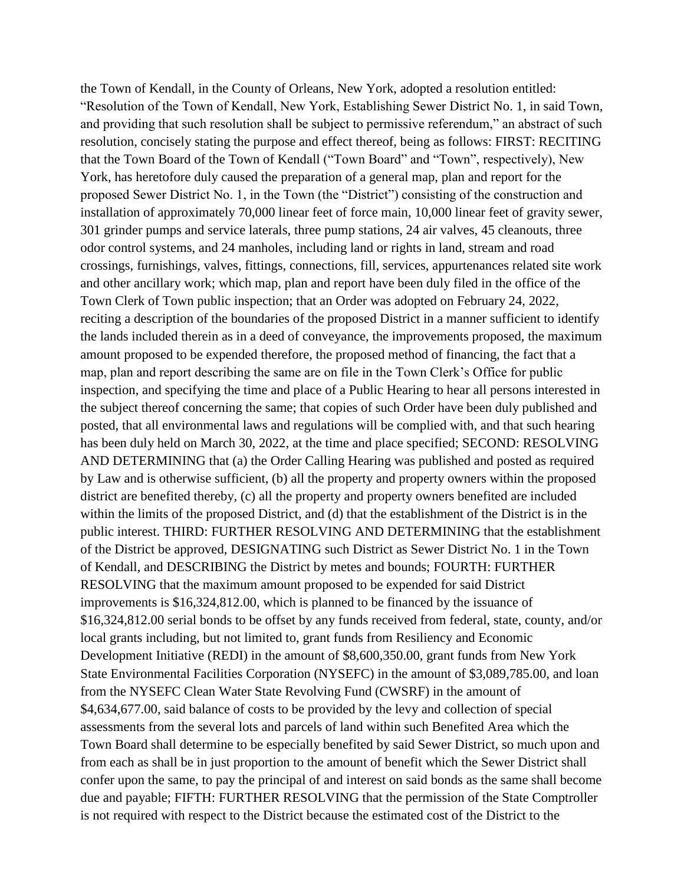the Town of Kendall, in the County of Orleans, New York, adopted a resolution entitled: "Resolution of the Town of Kendall, New York, Establishing Sewer District No. 1, in said Town, and providing that such resolution shall be subject to permissive referendum," an abstract of such resolution, concisely stating the purpose and effect thereof, being as follows: FIRST: RECITING that the Town Board of the Town of Kendall ("Town Board" and "Town", respectively), New York, has heretofore duly caused the preparation of a general map, plan and report for the proposed Sewer District No. 1, in the Town (the "District") consisting of the construction and installation of approximately 70,000 linear feet of force main, 10,000 linear feet of gravity sewer, 301 grinder pumps and service laterals, three pump stations, 24 air valves, 45 cleanouts, three odor control systems, and 24 manholes, including land or rights in land, stream and road crossings, furnishings, valves, fittings, connections, fill, services, appurtenances related site work and other ancillary work; which map, plan and report have been duly filed in the office of the Town Clerk of Town public inspection; that an Order was adopted on February 24, 2022, reciting a description of the boundaries of the proposed District in a manner sufficient to identify the lands included therein as in a deed of conveyance, the improvements proposed, the maximum amount proposed to be expended therefore, the proposed method of financing, the fact that a map, plan and report describing the same are on file in the Town Clerk's Office for public inspection, and specifying the time and place of a Public Hearing to hear all persons interested in the subject thereof concerning the same; that copies of such Order have been duly published and posted, that all environmental laws and regulations will be complied with, and that such hearing has been duly held on March 30, 2022, at the time and place specified; SECOND: RESOLVING AND DETERMINING that (a) the Order Calling Hearing was published and posted as required by Law and is otherwise sufficient, (b) all the property and property owners within the proposed district are benefited thereby, (c) all the property and property owners benefited are included within the limits of the proposed District, and (d) that the establishment of the District is in the public interest. THIRD: FURTHER RESOLVING AND DETERMINING that the establishment of the District be approved, DESIGNATING such District as Sewer District No. 1 in the Town of Kendall, and DESCRIBING the District by metes and bounds; FOURTH: FURTHER RESOLVING that the maximum amount proposed to be expended for said District improvements is $16,324,812.00, which is planned to be financed by the issuance of $16,324,812.00 serial bonds to be offset by any funds received from federal, state, county, and/or local grants including, but not limited to, grant funds from Resiliency and Economic Development Initiative (REDI) in the amount of $8,600,350.00, grant funds from New York State Environmental Facilities Corporation (NYSEFC) in the amount of $3,089,785.00, and loan from the NYSEFC Clean Water State Revolving Fund (CWSRF) in the amount of $4,634,677.00, said balance of costs to be provided by the levy and collection of special assessments from the several lots and parcels of land within such Benefited Area which the Town Board shall determine to be especially benefited by said Sewer District, so much upon and from each as shall be in just proportion to the amount of benefit which the Sewer District shall confer upon the same, to pay the principal of and interest on said bonds as the same shall become due and payable; FIFTH: FURTHER RESOLVING that the permission of the State Comptroller is not required with respect to the District because the estimated cost of the District to the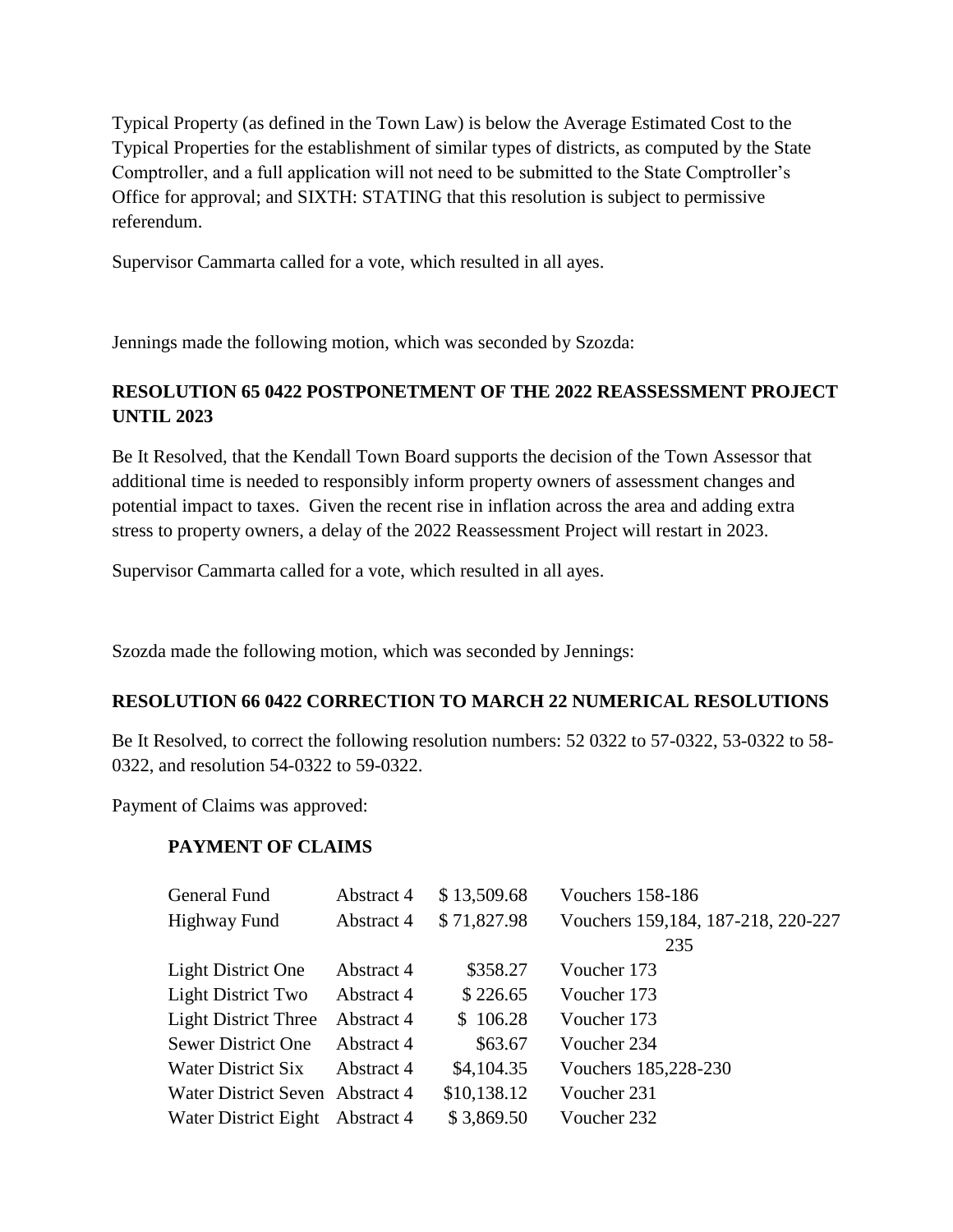Typical Property (as defined in the Town Law) is below the Average Estimated Cost to the Typical Properties for the establishment of similar types of districts, as computed by the State Comptroller, and a full application will not need to be submitted to the State Comptroller's Office for approval; and SIXTH: STATING that this resolution is subject to permissive referendum.

Supervisor Cammarta called for a vote, which resulted in all ayes.

Jennings made the following motion, which was seconded by Szozda:

**RESOLUTION 65 0422 POSTPONETMENT OF THE 2022 REASSESSMENT PROJECT UNTIL 2023**

Be It Resolved, that the Kendall Town Board supports the decision of the Town Assessor that additional time is needed to responsibly inform property owners of assessment changes and potential impact to taxes. Given the recent rise in inflation across the area and adding extra stress to property owners, a delay of the 2022 Reassessment Project will restart in 2023.

Supervisor Cammarta called for a vote, which resulted in all ayes.

Szozda made the following motion, which was seconded by Jennings:

**RESOLUTION 66 0422 CORRECTION TO MARCH 22 NUMERICAL RESOLUTIONS**

Be It Resolved, to correct the following resolution numbers: 52 0322 to 57-0322, 53-0322 to 58-0322, and resolution 54-0322 to 59-0322.

Payment of Claims was approved:

**PAYMENT OF CLAIMS**

| | | | |
|---|---|---|---|
| General Fund | Abstract 4 | $ 13,509.68 | Vouchers 158-186 |
| Highway Fund | Abstract 4 | $ 71,827.98 | Vouchers 159,184, 187-218, 220-227 235 |
| Light District One | Abstract 4 | $358.27 | Voucher 173 |
| Light District Two | Abstract 4 | $ 226.65 | Voucher 173 |
| Light District Three | Abstract 4 | $ 106.28 | Voucher 173 |
| Sewer District One | Abstract 4 | $63.67 | Voucher 234 |
| Water District Six | Abstract 4 | $4,104.35 | Vouchers 185,228-230 |
| Water District Seven | Abstract 4 | $10,138.12 | Voucher 231 |
| Water District Eight | Abstract 4 | $ 3,869.50 | Voucher 232 |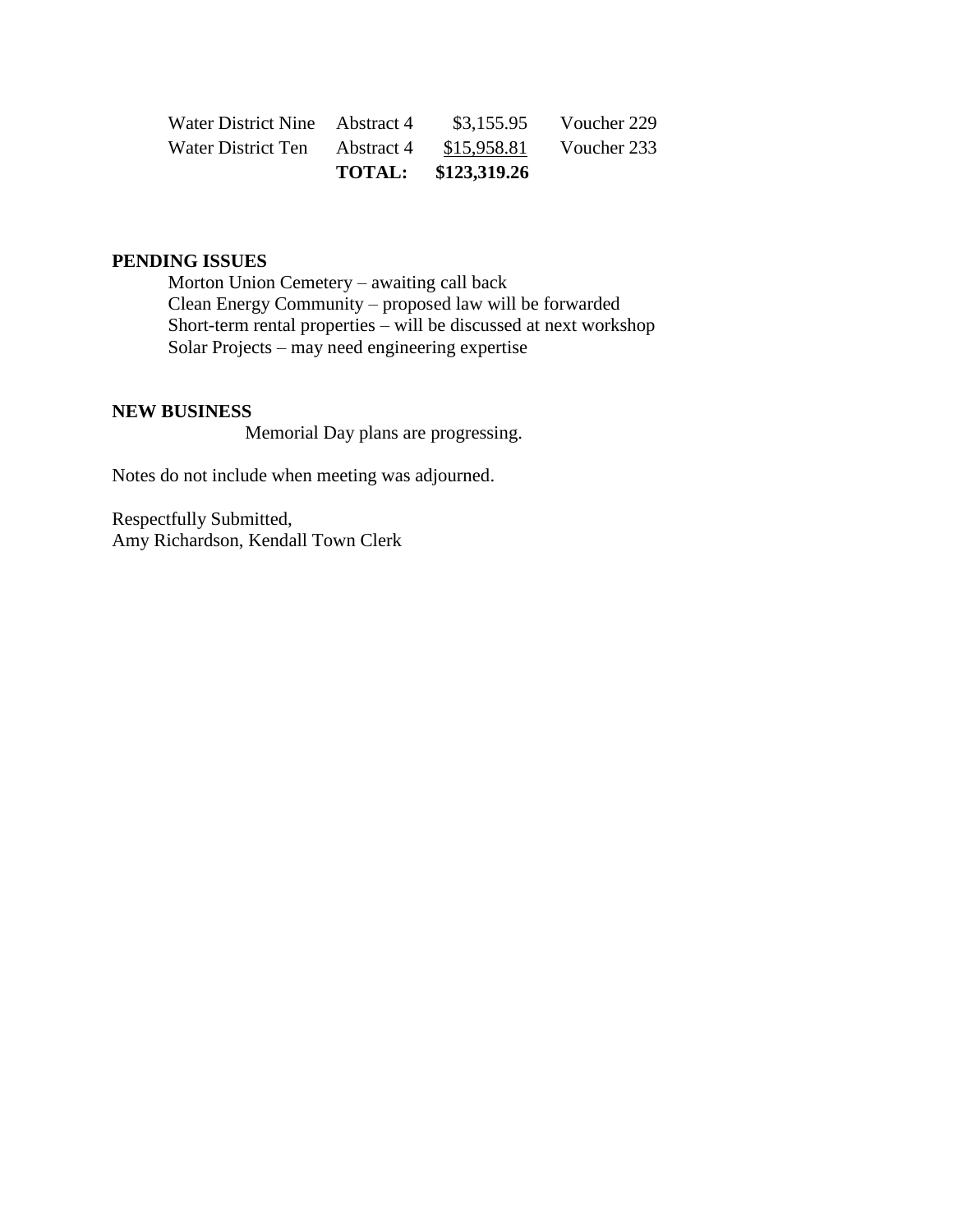| | | | |
|---|---|---|---|
| Water District Nine | Abstract 4 | $3,155.95 | Voucher 229 |
| Water District Ten | Abstract 4 | $15,958.81 | Voucher 233 |
| | **TOTAL:** | **$123,319.26** | |

**PENDING ISSUES**

Morton Union Cemetery – awaiting call back
Clean Energy Community – proposed law will be forwarded
Short-term rental properties – will be discussed at next workshop
Solar Projects – may need engineering expertise

**NEW BUSINESS**

Memorial Day plans are progressing.

Notes do not include when meeting was adjourned.

Respectfully Submitted,
Amy Richardson, Kendall Town Clerk